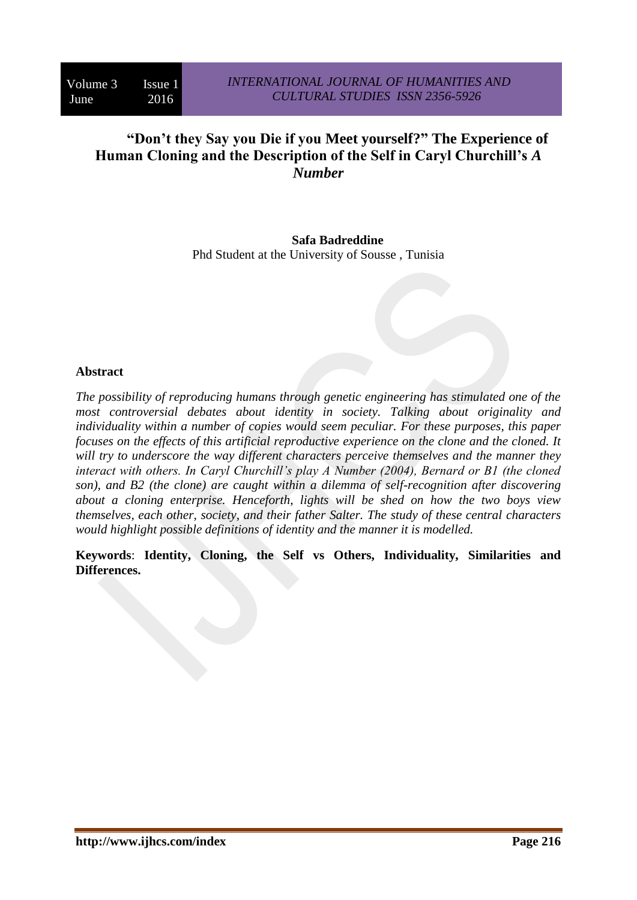# "Don't they Say you Die if you Meet yourself?" The Experience of Human Cloning and the Description of the Self in Caryl Churchill's *A Number*

**Safa Badreddine**
Phd Student at the University of Sousse , Tunisia

## Abstract

*The possibility of reproducing humans through genetic engineering has stimulated one of the most controversial debates about identity in society. Talking about originality and individuality within a number of copies would seem peculiar. For these purposes, this paper focuses on the effects of this artificial reproductive experience on the clone and the cloned. It will try to underscore the way different characters perceive themselves and the manner they interact with others. In Caryl Churchill's play A Number (2004), Bernard or B1 (the cloned son), and B2 (the clone) are caught within a dilemma of self-recognition after discovering about a cloning enterprise. Henceforth, lights will be shed on how the two boys view themselves, each other, society, and their father Salter. The study of these central characters would highlight possible definitions of identity and the manner it is modelled.*

**Keywords**: **Identity, Cloning, the Self vs Others, Individuality, Similarities and Differences.**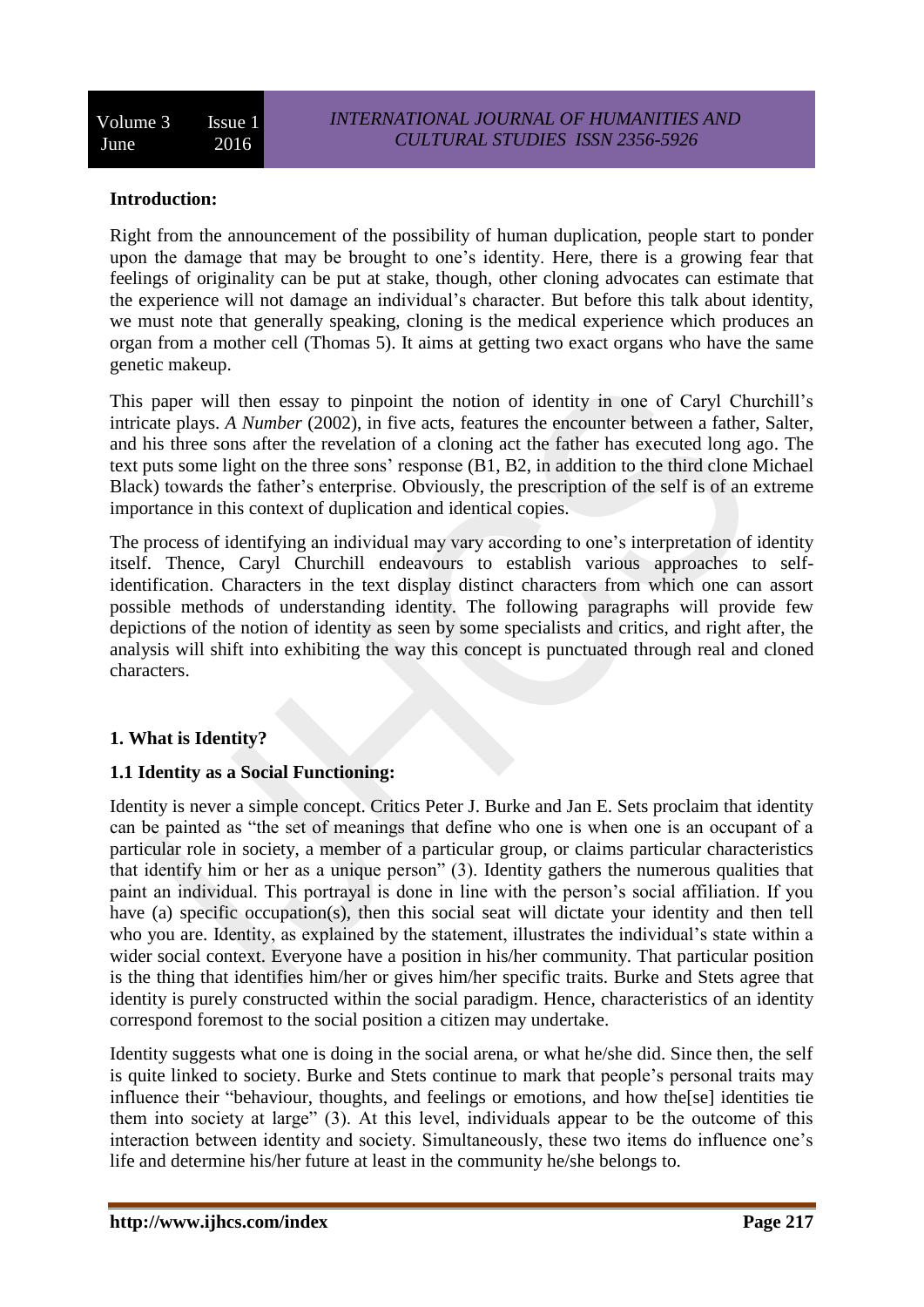**Introduction:**

Right from the announcement of the possibility of human duplication, people start to ponder upon the damage that may be brought to one's identity. Here, there is a growing fear that feelings of originality can be put at stake, though, other cloning advocates can estimate that the experience will not damage an individual's character. But before this talk about identity, we must note that generally speaking, cloning is the medical experience which produces an organ from a mother cell (Thomas 5). It aims at getting two exact organs who have the same genetic makeup.

This paper will then essay to pinpoint the notion of identity in one of Caryl Churchill's intricate plays. *A Number* (2002), in five acts, features the encounter between a father, Salter, and his three sons after the revelation of a cloning act the father has executed long ago. The text puts some light on the three sons' response (B1, B2, in addition to the third clone Michael Black) towards the father's enterprise. Obviously, the prescription of the self is of an extreme importance in this context of duplication and identical copies.

The process of identifying an individual may vary according to one's interpretation of identity itself. Thence, Caryl Churchill endeavours to establish various approaches to self-identification. Characters in the text display distinct characters from which one can assort possible methods of understanding identity. The following paragraphs will provide few depictions of the notion of identity as seen by some specialists and critics, and right after, the analysis will shift into exhibiting the way this concept is punctuated through real and cloned characters.

**1. What is Identity?**

**1.1 Identity as a Social Functioning:**

Identity is never a simple concept. Critics Peter J. Burke and Jan E. Sets proclaim that identity can be painted as "the set of meanings that define who one is when one is an occupant of a particular role in society, a member of a particular group, or claims particular characteristics that identify him or her as a unique person" (3). Identity gathers the numerous qualities that paint an individual. This portrayal is done in line with the person's social affiliation. If you have (a) specific occupation(s), then this social seat will dictate your identity and then tell who you are. Identity, as explained by the statement, illustrates the individual's state within a wider social context. Everyone have a position in his/her community. That particular position is the thing that identifies him/her or gives him/her specific traits. Burke and Stets agree that identity is purely constructed within the social paradigm. Hence, characteristics of an identity correspond foremost to the social position a citizen may undertake.

Identity suggests what one is doing in the social arena, or what he/she did. Since then, the self is quite linked to society. Burke and Stets continue to mark that people's personal traits may influence their "behaviour, thoughts, and feelings or emotions, and how the[se] identities tie them into society at large" (3). At this level, individuals appear to be the outcome of this interaction between identity and society. Simultaneously, these two items do influence one's life and determine his/her future at least in the community he/she belongs to.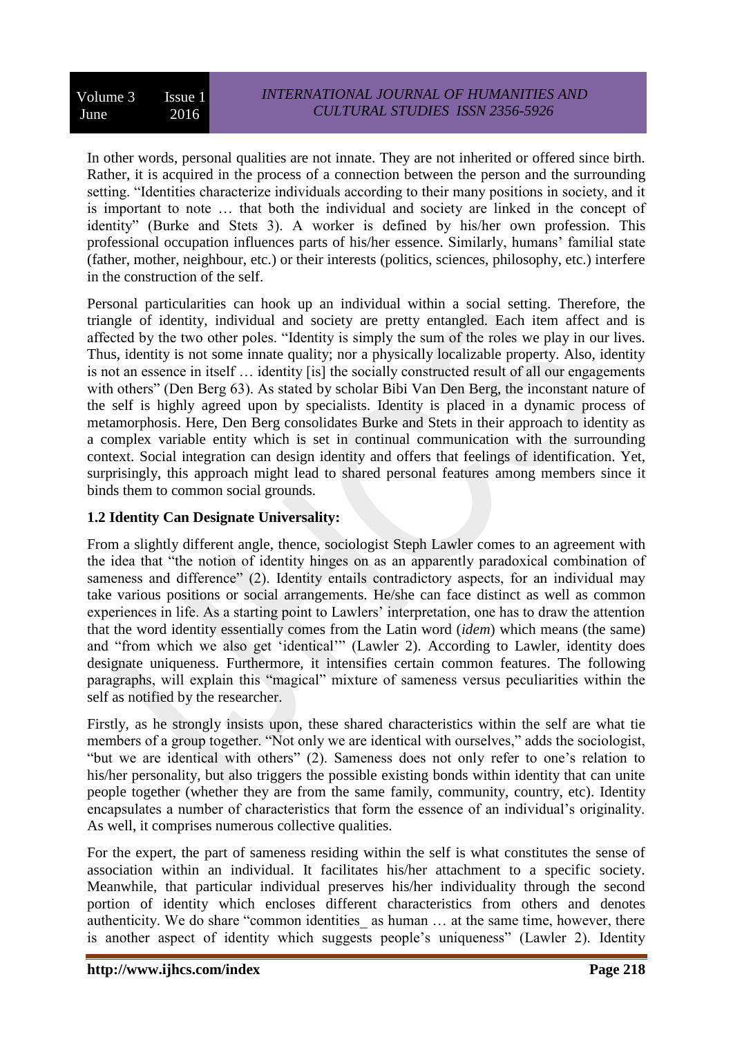In other words, personal qualities are not innate. They are not inherited or offered since birth. Rather, it is acquired in the process of a connection between the person and the surrounding setting. "Identities characterize individuals according to their many positions in society, and it is important to note … that both the individual and society are linked in the concept of identity" (Burke and Stets 3). A worker is defined by his/her own profession. This professional occupation influences parts of his/her essence. Similarly, humans' familial state (father, mother, neighbour, etc.) or their interests (politics, sciences, philosophy, etc.) interfere in the construction of the self.

Personal particularities can hook up an individual within a social setting. Therefore, the triangle of identity, individual and society are pretty entangled. Each item affect and is affected by the two other poles. "Identity is simply the sum of the roles we play in our lives. Thus, identity is not some innate quality; nor a physically localizable property. Also, identity is not an essence in itself … identity [is] the socially constructed result of all our engagements with others" (Den Berg 63). As stated by scholar Bibi Van Den Berg, the inconstant nature of the self is highly agreed upon by specialists. Identity is placed in a dynamic process of metamorphosis. Here, Den Berg consolidates Burke and Stets in their approach to identity as a complex variable entity which is set in continual communication with the surrounding context. Social integration can design identity and offers that feelings of identification. Yet, surprisingly, this approach might lead to shared personal features among members since it binds them to common social grounds.

### 1.2 Identity Can Designate Universality:

From a slightly different angle, thence, sociologist Steph Lawler comes to an agreement with the idea that "the notion of identity hinges on as an apparently paradoxical combination of sameness and difference" (2). Identity entails contradictory aspects, for an individual may take various positions or social arrangements. He/she can face distinct as well as common experiences in life. As a starting point to Lawlers' interpretation, one has to draw the attention that the word identity essentially comes from the Latin word (*idem*) which means (the same) and "from which we also get 'identical'" (Lawler 2). According to Lawler, identity does designate uniqueness. Furthermore, it intensifies certain common features. The following paragraphs, will explain this "magical" mixture of sameness versus peculiarities within the self as notified by the researcher.

Firstly, as he strongly insists upon, these shared characteristics within the self are what tie members of a group together. "Not only we are identical with ourselves," adds the sociologist, "but we are identical with others" (2). Sameness does not only refer to one's relation to his/her personality, but also triggers the possible existing bonds within identity that can unite people together (whether they are from the same family, community, country, etc). Identity encapsulates a number of characteristics that form the essence of an individual's originality. As well, it comprises numerous collective qualities.

For the expert, the part of sameness residing within the self is what constitutes the sense of association within an individual. It facilitates his/her attachment to a specific society. Meanwhile, that particular individual preserves his/her individuality through the second portion of identity which encloses different characteristics from others and denotes authenticity. We do share "common identities_ as human … at the same time, however, there is another aspect of identity which suggests people's uniqueness" (Lawler 2). Identity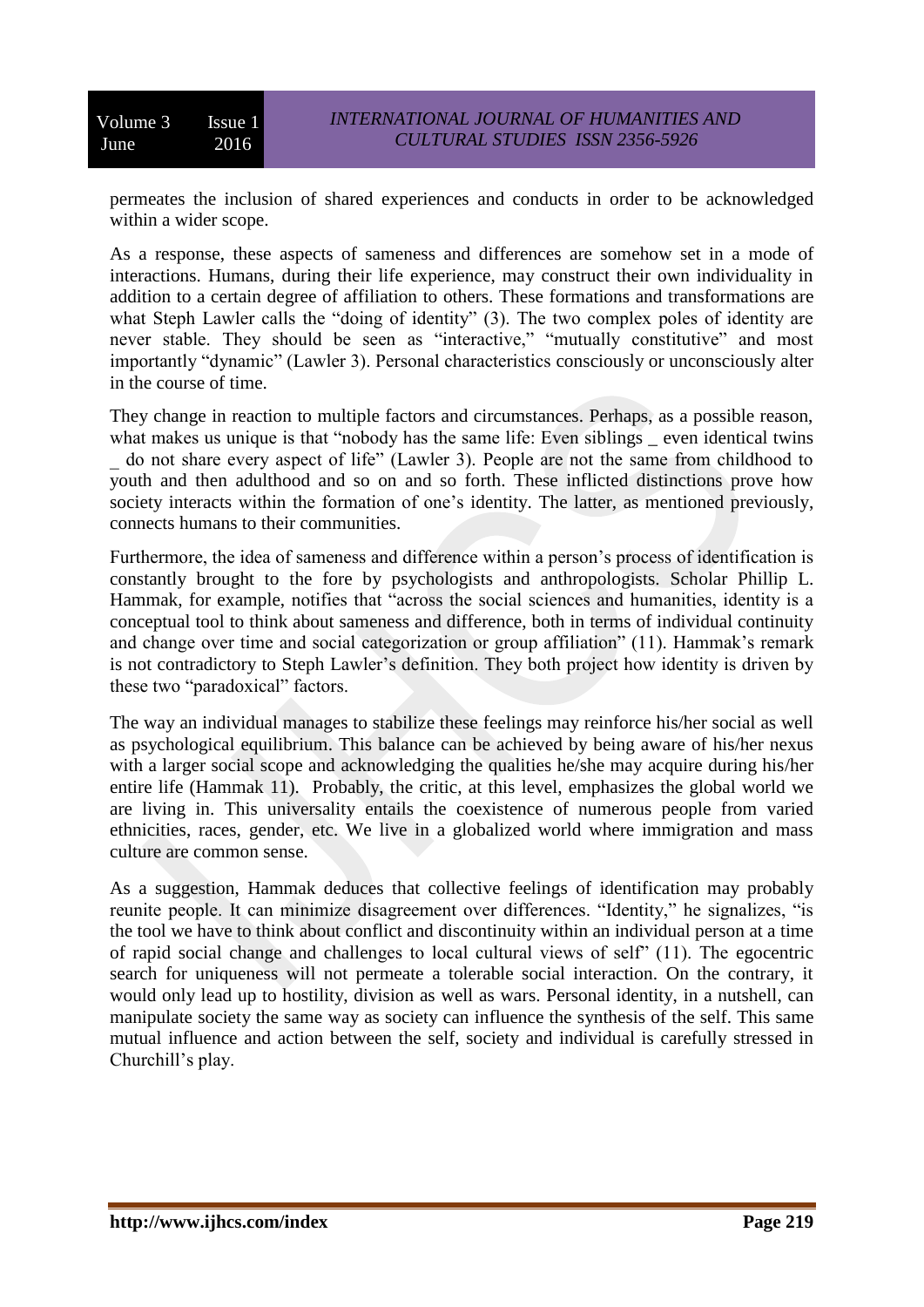permeates the inclusion of shared experiences and conducts in order to be acknowledged within a wider scope.

As a response, these aspects of sameness and differences are somehow set in a mode of interactions. Humans, during their life experience, may construct their own individuality in addition to a certain degree of affiliation to others. These formations and transformations are what Steph Lawler calls the "doing of identity" (3). The two complex poles of identity are never stable. They should be seen as "interactive," "mutually constitutive" and most importantly "dynamic" (Lawler 3). Personal characteristics consciously or unconsciously alter in the course of time.

They change in reaction to multiple factors and circumstances. Perhaps, as a possible reason, what makes us unique is that "nobody has the same life: Even siblings _ even identical twins _ do not share every aspect of life" (Lawler 3). People are not the same from childhood to youth and then adulthood and so on and so forth. These inflicted distinctions prove how society interacts within the formation of one's identity. The latter, as mentioned previously, connects humans to their communities.

Furthermore, the idea of sameness and difference within a person's process of identification is constantly brought to the fore by psychologists and anthropologists. Scholar Phillip L. Hammak, for example, notifies that "across the social sciences and humanities, identity is a conceptual tool to think about sameness and difference, both in terms of individual continuity and change over time and social categorization or group affiliation" (11). Hammak's remark is not contradictory to Steph Lawler's definition. They both project how identity is driven by these two "paradoxical" factors.

The way an individual manages to stabilize these feelings may reinforce his/her social as well as psychological equilibrium. This balance can be achieved by being aware of his/her nexus with a larger social scope and acknowledging the qualities he/she may acquire during his/her entire life (Hammak 11). Probably, the critic, at this level, emphasizes the global world we are living in. This universality entails the coexistence of numerous people from varied ethnicities, races, gender, etc. We live in a globalized world where immigration and mass culture are common sense.

As a suggestion, Hammak deduces that collective feelings of identification may probably reunite people. It can minimize disagreement over differences. "Identity," he signalizes, "is the tool we have to think about conflict and discontinuity within an individual person at a time of rapid social change and challenges to local cultural views of self" (11). The egocentric search for uniqueness will not permeate a tolerable social interaction. On the contrary, it would only lead up to hostility, division as well as wars. Personal identity, in a nutshell, can manipulate society the same way as society can influence the synthesis of the self. This same mutual influence and action between the self, society and individual is carefully stressed in Churchill's play.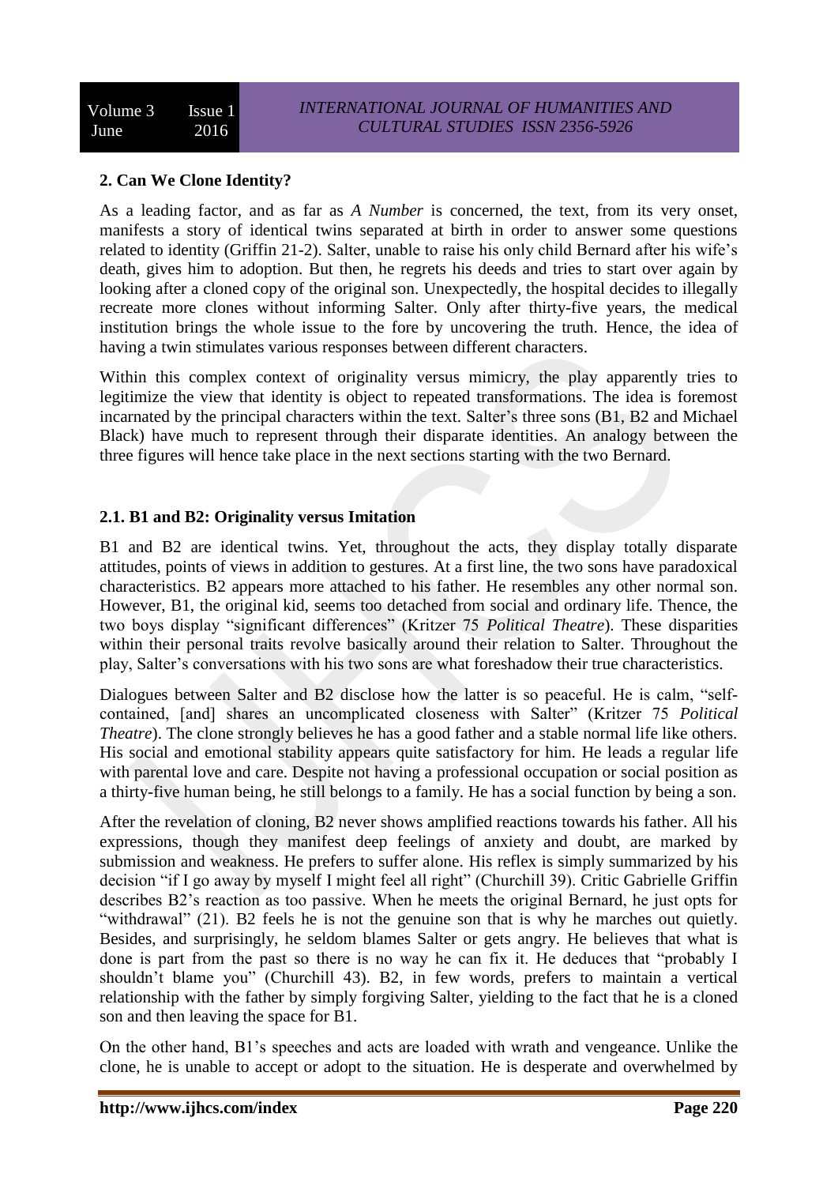## 2. Can We Clone Identity?

As a leading factor, and as far as *A Number* is concerned, the text, from its very onset, manifests a story of identical twins separated at birth in order to answer some questions related to identity (Griffin 21-2). Salter, unable to raise his only child Bernard after his wife's death, gives him to adoption. But then, he regrets his deeds and tries to start over again by looking after a cloned copy of the original son. Unexpectedly, the hospital decides to illegally recreate more clones without informing Salter. Only after thirty-five years, the medical institution brings the whole issue to the fore by uncovering the truth. Hence, the idea of having a twin stimulates various responses between different characters.

Within this complex context of originality versus mimicry, the play apparently tries to legitimize the view that identity is object to repeated transformations. The idea is foremost incarnated by the principal characters within the text. Salter's three sons (B1, B2 and Michael Black) have much to represent through their disparate identities. An analogy between the three figures will hence take place in the next sections starting with the two Bernard.

### 2.1. B1 and B2: Originality versus Imitation

B1 and B2 are identical twins. Yet, throughout the acts, they display totally disparate attitudes, points of views in addition to gestures. At a first line, the two sons have paradoxical characteristics. B2 appears more attached to his father. He resembles any other normal son. However, B1, the original kid, seems too detached from social and ordinary life. Thence, the two boys display "significant differences" (Kritzer 75 *Political Theatre*). These disparities within their personal traits revolve basically around their relation to Salter. Throughout the play, Salter's conversations with his two sons are what foreshadow their true characteristics.

Dialogues between Salter and B2 disclose how the latter is so peaceful. He is calm, "self-contained, [and] shares an uncomplicated closeness with Salter" (Kritzer 75 *Political Theatre*). The clone strongly believes he has a good father and a stable normal life like others. His social and emotional stability appears quite satisfactory for him. He leads a regular life with parental love and care. Despite not having a professional occupation or social position as a thirty-five human being, he still belongs to a family. He has a social function by being a son.

After the revelation of cloning, B2 never shows amplified reactions towards his father. All his expressions, though they manifest deep feelings of anxiety and doubt, are marked by submission and weakness. He prefers to suffer alone. His reflex is simply summarized by his decision "if I go away by myself I might feel all right" (Churchill 39). Critic Gabrielle Griffin describes B2's reaction as too passive. When he meets the original Bernard, he just opts for "withdrawal" (21). B2 feels he is not the genuine son that is why he marches out quietly. Besides, and surprisingly, he seldom blames Salter or gets angry. He believes that what is done is part from the past so there is no way he can fix it. He deduces that "probably I shouldn't blame you" (Churchill 43). B2, in few words, prefers to maintain a vertical relationship with the father by simply forgiving Salter, yielding to the fact that he is a cloned son and then leaving the space for B1.

On the other hand, B1's speeches and acts are loaded with wrath and vengeance. Unlike the clone, he is unable to accept or adopt to the situation. He is desperate and overwhelmed by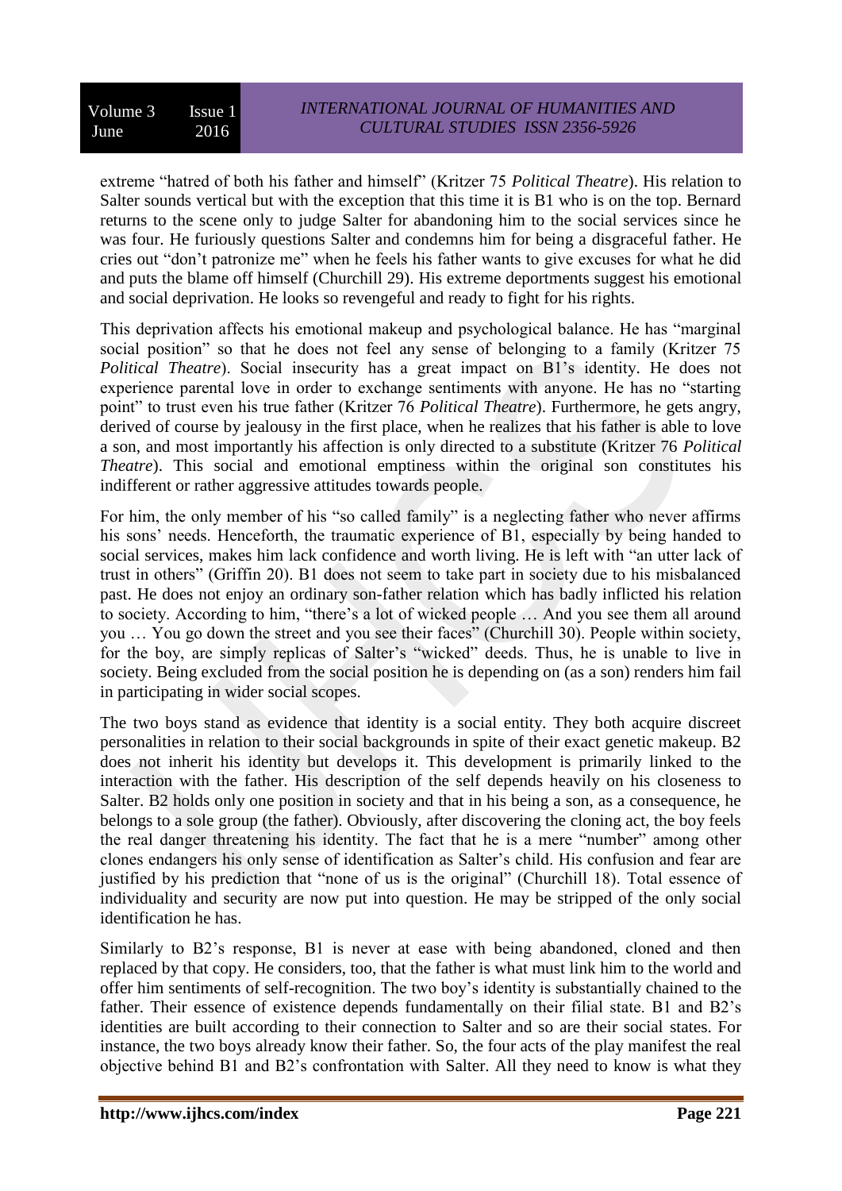extreme “hatred of both his father and himself” (Kritzer 75 *Political Theatre*). His relation to Salter sounds vertical but with the exception that this time it is B1 who is on the top. Bernard returns to the scene only to judge Salter for abandoning him to the social services since he was four. He furiously questions Salter and condemns him for being a disgraceful father. He cries out “don’t patronize me” when he feels his father wants to give excuses for what he did and puts the blame off himself (Churchill 29). His extreme deportments suggest his emotional and social deprivation. He looks so revengeful and ready to fight for his rights.

This deprivation affects his emotional makeup and psychological balance. He has “marginal social position” so that he does not feel any sense of belonging to a family (Kritzer 75 *Political Theatre*). Social insecurity has a great impact on B1’s identity. He does not experience parental love in order to exchange sentiments with anyone. He has no “starting point” to trust even his true father (Kritzer 76 *Political Theatre*). Furthermore, he gets angry, derived of course by jealousy in the first place, when he realizes that his father is able to love a son, and most importantly his affection is only directed to a substitute (Kritzer 76 *Political Theatre*). This social and emotional emptiness within the original son constitutes his indifferent or rather aggressive attitudes towards people.

For him, the only member of his “so called family” is a neglecting father who never affirms his sons’ needs. Henceforth, the traumatic experience of B1, especially by being handed to social services, makes him lack confidence and worth living. He is left with “an utter lack of trust in others” (Griffin 20). B1 does not seem to take part in society due to his misbalanced past. He does not enjoy an ordinary son-father relation which has badly inflicted his relation to society. According to him, “there’s a lot of wicked people … And you see them all around you … You go down the street and you see their faces” (Churchill 30). People within society, for the boy, are simply replicas of Salter’s “wicked” deeds. Thus, he is unable to live in society. Being excluded from the social position he is depending on (as a son) renders him fail in participating in wider social scopes.

The two boys stand as evidence that identity is a social entity. They both acquire discreet personalities in relation to their social backgrounds in spite of their exact genetic makeup. B2 does not inherit his identity but develops it. This development is primarily linked to the interaction with the father. His description of the self depends heavily on his closeness to Salter. B2 holds only one position in society and that in his being a son, as a consequence, he belongs to a sole group (the father). Obviously, after discovering the cloning act, the boy feels the real danger threatening his identity. The fact that he is a mere “number” among other clones endangers his only sense of identification as Salter’s child. His confusion and fear are justified by his prediction that “none of us is the original” (Churchill 18). Total essence of individuality and security are now put into question. He may be stripped of the only social identification he has.

Similarly to B2’s response, B1 is never at ease with being abandoned, cloned and then replaced by that copy. He considers, too, that the father is what must link him to the world and offer him sentiments of self-recognition. The two boy’s identity is substantially chained to the father. Their essence of existence depends fundamentally on their filial state. B1 and B2’s identities are built according to their connection to Salter and so are their social states. For instance, the two boys already know their father. So, the four acts of the play manifest the real objective behind B1 and B2’s confrontation with Salter. All they need to know is what they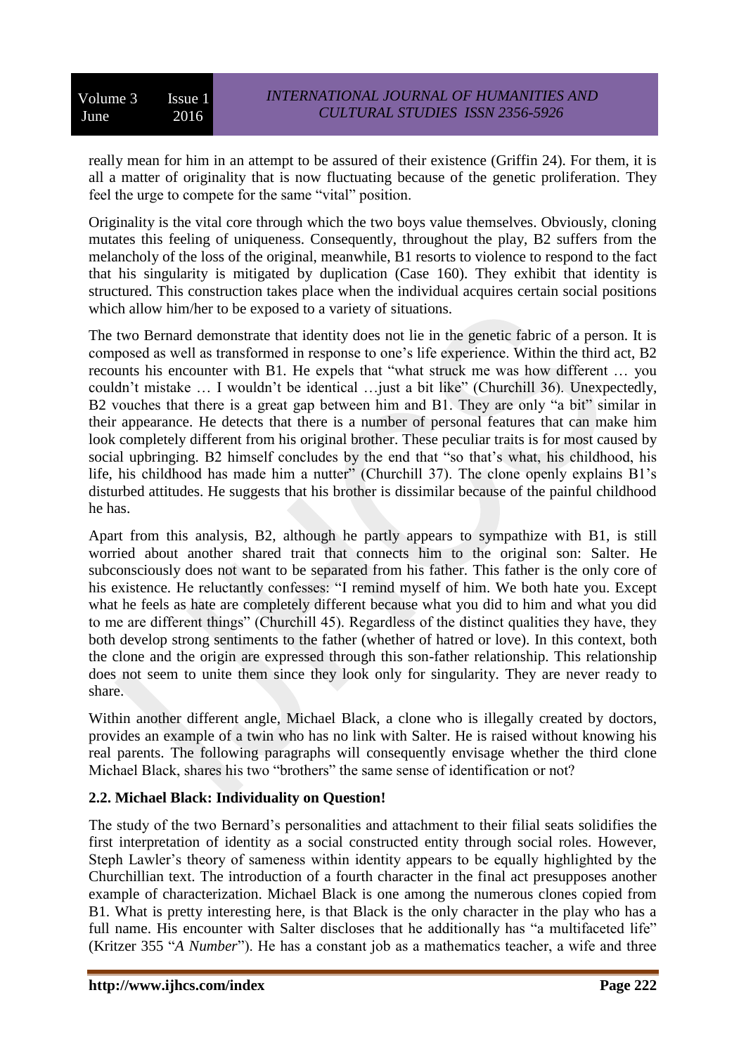really mean for him in an attempt to be assured of their existence (Griffin 24). For them, it is all a matter of originality that is now fluctuating because of the genetic proliferation. They feel the urge to compete for the same "vital" position.

Originality is the vital core through which the two boys value themselves. Obviously, cloning mutates this feeling of uniqueness. Consequently, throughout the play, B2 suffers from the melancholy of the loss of the original, meanwhile, B1 resorts to violence to respond to the fact that his singularity is mitigated by duplication (Case 160). They exhibit that identity is structured. This construction takes place when the individual acquires certain social positions which allow him/her to be exposed to a variety of situations.

The two Bernard demonstrate that identity does not lie in the genetic fabric of a person. It is composed as well as transformed in response to one's life experience. Within the third act, B2 recounts his encounter with B1. He expels that "what struck me was how different … you couldn't mistake … I wouldn't be identical …just a bit like" (Churchill 36). Unexpectedly, B2 vouches that there is a great gap between him and B1. They are only "a bit" similar in their appearance. He detects that there is a number of personal features that can make him look completely different from his original brother. These peculiar traits is for most caused by social upbringing. B2 himself concludes by the end that "so that's what, his childhood, his life, his childhood has made him a nutter" (Churchill 37). The clone openly explains B1's disturbed attitudes. He suggests that his brother is dissimilar because of the painful childhood he has.

Apart from this analysis, B2, although he partly appears to sympathize with B1, is still worried about another shared trait that connects him to the original son: Salter. He subconsciously does not want to be separated from his father. This father is the only core of his existence. He reluctantly confesses: "I remind myself of him. We both hate you. Except what he feels as hate are completely different because what you did to him and what you did to me are different things" (Churchill 45). Regardless of the distinct qualities they have, they both develop strong sentiments to the father (whether of hatred or love). In this context, both the clone and the origin are expressed through this son-father relationship. This relationship does not seem to unite them since they look only for singularity. They are never ready to share.

Within another different angle, Michael Black, a clone who is illegally created by doctors, provides an example of a twin who has no link with Salter. He is raised without knowing his real parents. The following paragraphs will consequently envisage whether the third clone Michael Black, shares his two "brothers" the same sense of identification or not?

### 2.2. Michael Black: Individuality on Question!

The study of the two Bernard's personalities and attachment to their filial seats solidifies the first interpretation of identity as a social constructed entity through social roles. However, Steph Lawler's theory of sameness within identity appears to be equally highlighted by the Churchillian text. The introduction of a fourth character in the final act presupposes another example of characterization. Michael Black is one among the numerous clones copied from B1. What is pretty interesting here, is that Black is the only character in the play who has a full name. His encounter with Salter discloses that he additionally has "a multifaceted life" (Kritzer 355 "*A Number*"). He has a constant job as a mathematics teacher, a wife and three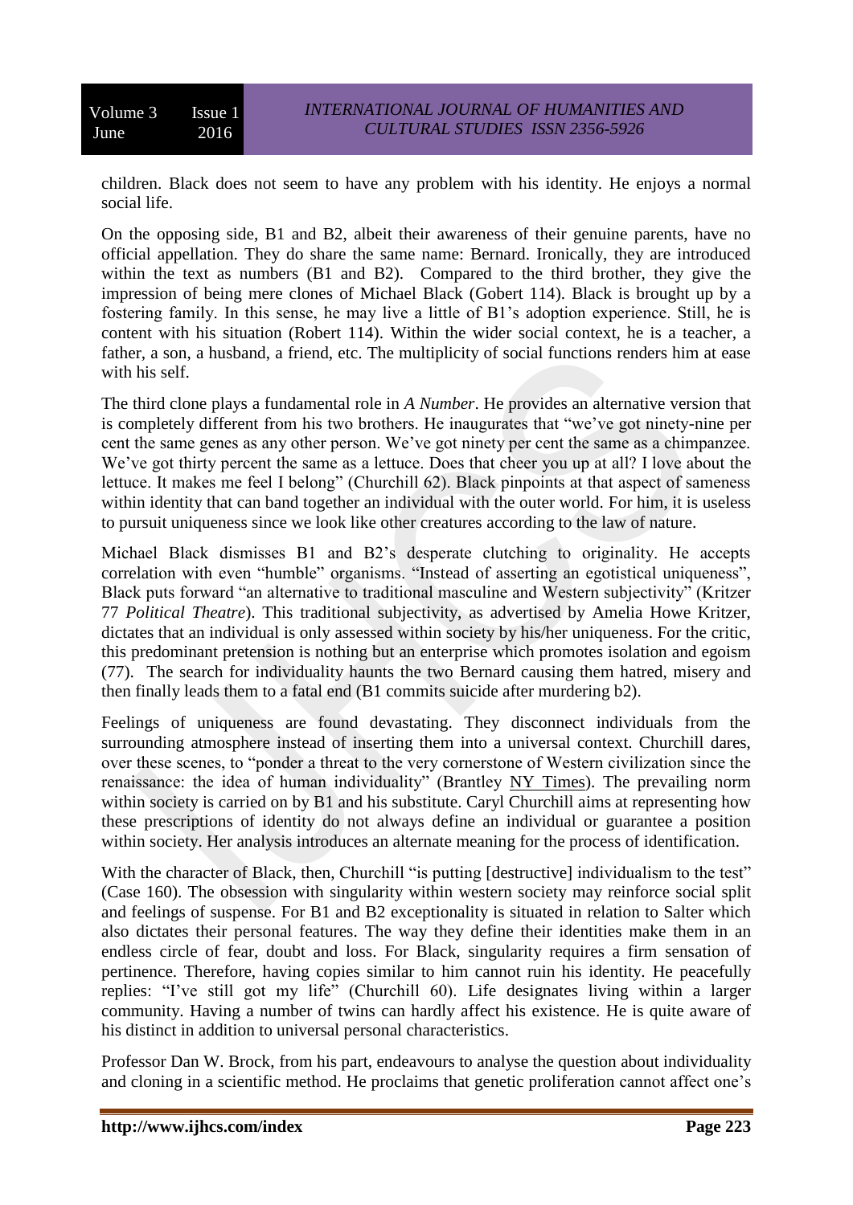children. Black does not seem to have any problem with his identity. He enjoys a normal social life.

On the opposing side, B1 and B2, albeit their awareness of their genuine parents, have no official appellation. They do share the same name: Bernard. Ironically, they are introduced within the text as numbers (B1 and B2). Compared to the third brother, they give the impression of being mere clones of Michael Black (Gobert 114). Black is brought up by a fostering family. In this sense, he may live a little of B1's adoption experience. Still, he is content with his situation (Robert 114). Within the wider social context, he is a teacher, a father, a son, a husband, a friend, etc. The multiplicity of social functions renders him at ease with his self.

The third clone plays a fundamental role in *A Number*. He provides an alternative version that is completely different from his two brothers. He inaugurates that "we've got ninety-nine per cent the same genes as any other person. We've got ninety per cent the same as a chimpanzee. We've got thirty percent the same as a lettuce. Does that cheer you up at all? I love about the lettuce. It makes me feel I belong" (Churchill 62). Black pinpoints at that aspect of sameness within identity that can band together an individual with the outer world. For him, it is useless to pursuit uniqueness since we look like other creatures according to the law of nature.

Michael Black dismisses B1 and B2's desperate clutching to originality. He accepts correlation with even "humble" organisms. "Instead of asserting an egotistical uniqueness", Black puts forward "an alternative to traditional masculine and Western subjectivity" (Kritzer 77 *Political Theatre*). This traditional subjectivity, as advertised by Amelia Howe Kritzer, dictates that an individual is only assessed within society by his/her uniqueness. For the critic, this predominant pretension is nothing but an enterprise which promotes isolation and egoism (77). The search for individuality haunts the two Bernard causing them hatred, misery and then finally leads them to a fatal end (B1 commits suicide after murdering b2).

Feelings of uniqueness are found devastating. They disconnect individuals from the surrounding atmosphere instead of inserting them into a universal context. Churchill dares, over these scenes, to "ponder a threat to the very cornerstone of Western civilization since the renaissance: the idea of human individuality" (Brantley NY Times). The prevailing norm within society is carried on by B1 and his substitute. Caryl Churchill aims at representing how these prescriptions of identity do not always define an individual or guarantee a position within society. Her analysis introduces an alternate meaning for the process of identification.

With the character of Black, then, Churchill "is putting [destructive] individualism to the test" (Case 160). The obsession with singularity within western society may reinforce social split and feelings of suspense. For B1 and B2 exceptionality is situated in relation to Salter which also dictates their personal features. The way they define their identities make them in an endless circle of fear, doubt and loss. For Black, singularity requires a firm sensation of pertinence. Therefore, having copies similar to him cannot ruin his identity. He peacefully replies: "I've still got my life" (Churchill 60). Life designates living within a larger community. Having a number of twins can hardly affect his existence. He is quite aware of his distinct in addition to universal personal characteristics.

Professor Dan W. Brock, from his part, endeavours to analyse the question about individuality and cloning in a scientific method. He proclaims that genetic proliferation cannot affect one's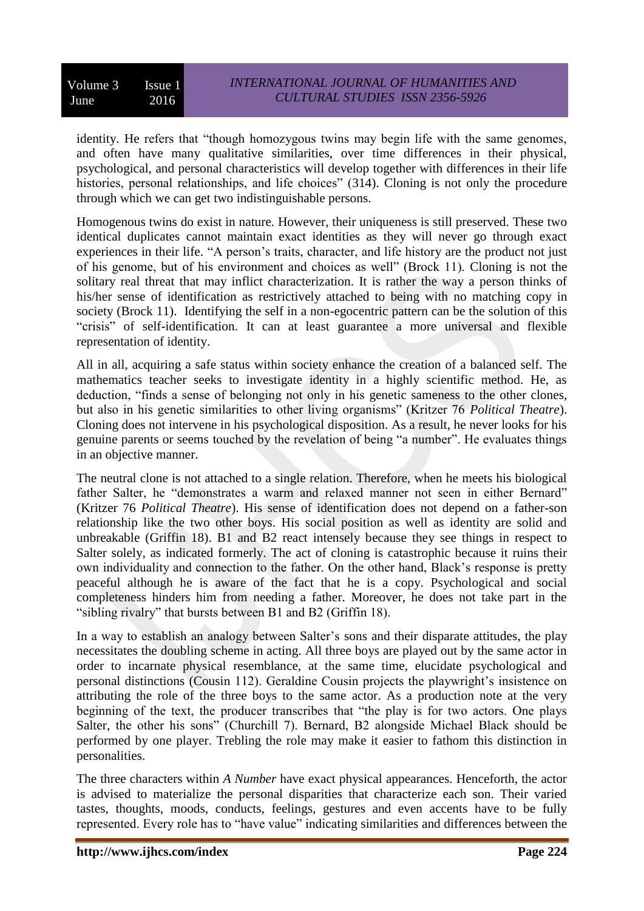identity. He refers that "though homozygous twins may begin life with the same genomes, and often have many qualitative similarities, over time differences in their physical, psychological, and personal characteristics will develop together with differences in their life histories, personal relationships, and life choices" (314). Cloning is not only the procedure through which we can get two indistinguishable persons.

Homogenous twins do exist in nature. However, their uniqueness is still preserved. These two identical duplicates cannot maintain exact identities as they will never go through exact experiences in their life. "A person's traits, character, and life history are the product not just of his genome, but of his environment and choices as well" (Brock 11). Cloning is not the solitary real threat that may inflict characterization. It is rather the way a person thinks of his/her sense of identification as restrictively attached to being with no matching copy in society (Brock 11). Identifying the self in a non-egocentric pattern can be the solution of this "crisis" of self-identification. It can at least guarantee a more universal and flexible representation of identity.

All in all, acquiring a safe status within society enhance the creation of a balanced self. The mathematics teacher seeks to investigate identity in a highly scientific method. He, as deduction, "finds a sense of belonging not only in his genetic sameness to the other clones, but also in his genetic similarities to other living organisms" (Kritzer 76 *Political Theatre*). Cloning does not intervene in his psychological disposition. As a result, he never looks for his genuine parents or seems touched by the revelation of being "a number". He evaluates things in an objective manner.

The neutral clone is not attached to a single relation. Therefore, when he meets his biological father Salter, he "demonstrates a warm and relaxed manner not seen in either Bernard" (Kritzer 76 *Political Theatre*). His sense of identification does not depend on a father-son relationship like the two other boys. His social position as well as identity are solid and unbreakable (Griffin 18). B1 and B2 react intensely because they see things in respect to Salter solely, as indicated formerly. The act of cloning is catastrophic because it ruins their own individuality and connection to the father. On the other hand, Black's response is pretty peaceful although he is aware of the fact that he is a copy. Psychological and social completeness hinders him from needing a father. Moreover, he does not take part in the "sibling rivalry" that bursts between B1 and B2 (Griffin 18).

In a way to establish an analogy between Salter's sons and their disparate attitudes, the play necessitates the doubling scheme in acting. All three boys are played out by the same actor in order to incarnate physical resemblance, at the same time, elucidate psychological and personal distinctions (Cousin 112). Geraldine Cousin projects the playwright's insistence on attributing the role of the three boys to the same actor. As a production note at the very beginning of the text, the producer transcribes that "the play is for two actors. One plays Salter, the other his sons" (Churchill 7). Bernard, B2 alongside Michael Black should be performed by one player. Trebling the role may make it easier to fathom this distinction in personalities.

The three characters within *A Number* have exact physical appearances. Henceforth, the actor is advised to materialize the personal disparities that characterize each son. Their varied tastes, thoughts, moods, conducts, feelings, gestures and even accents have to be fully represented. Every role has to "have value" indicating similarities and differences between the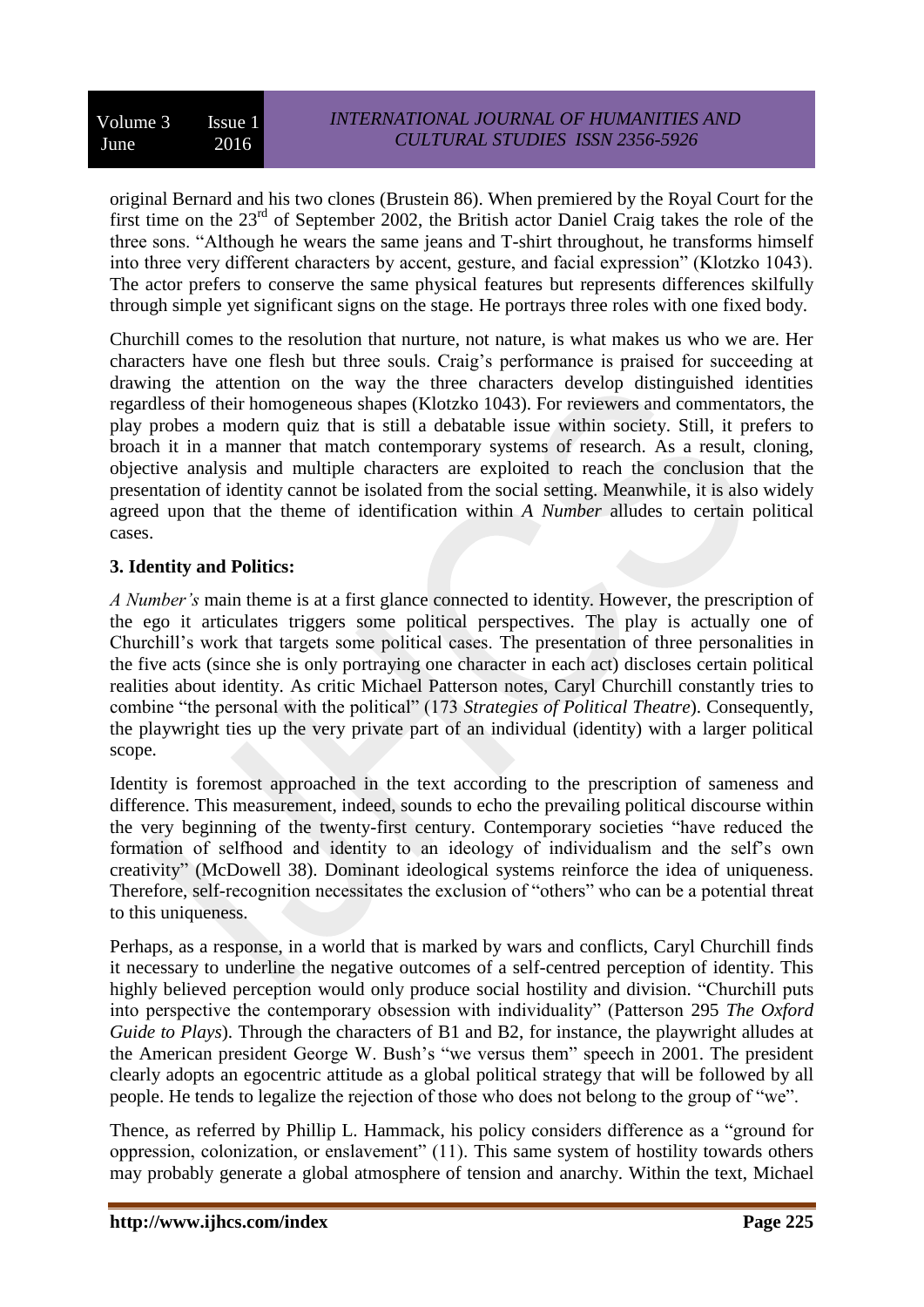original Bernard and his two clones (Brustein 86). When premiered by the Royal Court for the first time on the 23rd of September 2002, the British actor Daniel Craig takes the role of the three sons. "Although he wears the same jeans and T-shirt throughout, he transforms himself into three very different characters by accent, gesture, and facial expression" (Klotzko 1043). The actor prefers to conserve the same physical features but represents differences skilfully through simple yet significant signs on the stage. He portrays three roles with one fixed body.

Churchill comes to the resolution that nurture, not nature, is what makes us who we are. Her characters have one flesh but three souls. Craig's performance is praised for succeeding at drawing the attention on the way the three characters develop distinguished identities regardless of their homogeneous shapes (Klotzko 1043). For reviewers and commentators, the play probes a modern quiz that is still a debatable issue within society. Still, it prefers to broach it in a manner that match contemporary systems of research. As a result, cloning, objective analysis and multiple characters are exploited to reach the conclusion that the presentation of identity cannot be isolated from the social setting. Meanwhile, it is also widely agreed upon that the theme of identification within *A Number* alludes to certain political cases.

### 3. Identity and Politics:

*A Number's* main theme is at a first glance connected to identity. However, the prescription of the ego it articulates triggers some political perspectives. The play is actually one of Churchill's work that targets some political cases. The presentation of three personalities in the five acts (since she is only portraying one character in each act) discloses certain political realities about identity. As critic Michael Patterson notes, Caryl Churchill constantly tries to combine "the personal with the political" (173 *Strategies of Political Theatre*). Consequently, the playwright ties up the very private part of an individual (identity) with a larger political scope.

Identity is foremost approached in the text according to the prescription of sameness and difference. This measurement, indeed, sounds to echo the prevailing political discourse within the very beginning of the twenty-first century. Contemporary societies "have reduced the formation of selfhood and identity to an ideology of individualism and the self's own creativity" (McDowell 38). Dominant ideological systems reinforce the idea of uniqueness. Therefore, self-recognition necessitates the exclusion of "others" who can be a potential threat to this uniqueness.

Perhaps, as a response, in a world that is marked by wars and conflicts, Caryl Churchill finds it necessary to underline the negative outcomes of a self-centred perception of identity. This highly believed perception would only produce social hostility and division. "Churchill puts into perspective the contemporary obsession with individuality" (Patterson 295 *The Oxford Guide to Plays*). Through the characters of B1 and B2, for instance, the playwright alludes at the American president George W. Bush's "we versus them" speech in 2001. The president clearly adopts an egocentric attitude as a global political strategy that will be followed by all people. He tends to legalize the rejection of those who does not belong to the group of "we".

Thence, as referred by Phillip L. Hammack, his policy considers difference as a "ground for oppression, colonization, or enslavement" (11). This same system of hostility towards others may probably generate a global atmosphere of tension and anarchy. Within the text, Michael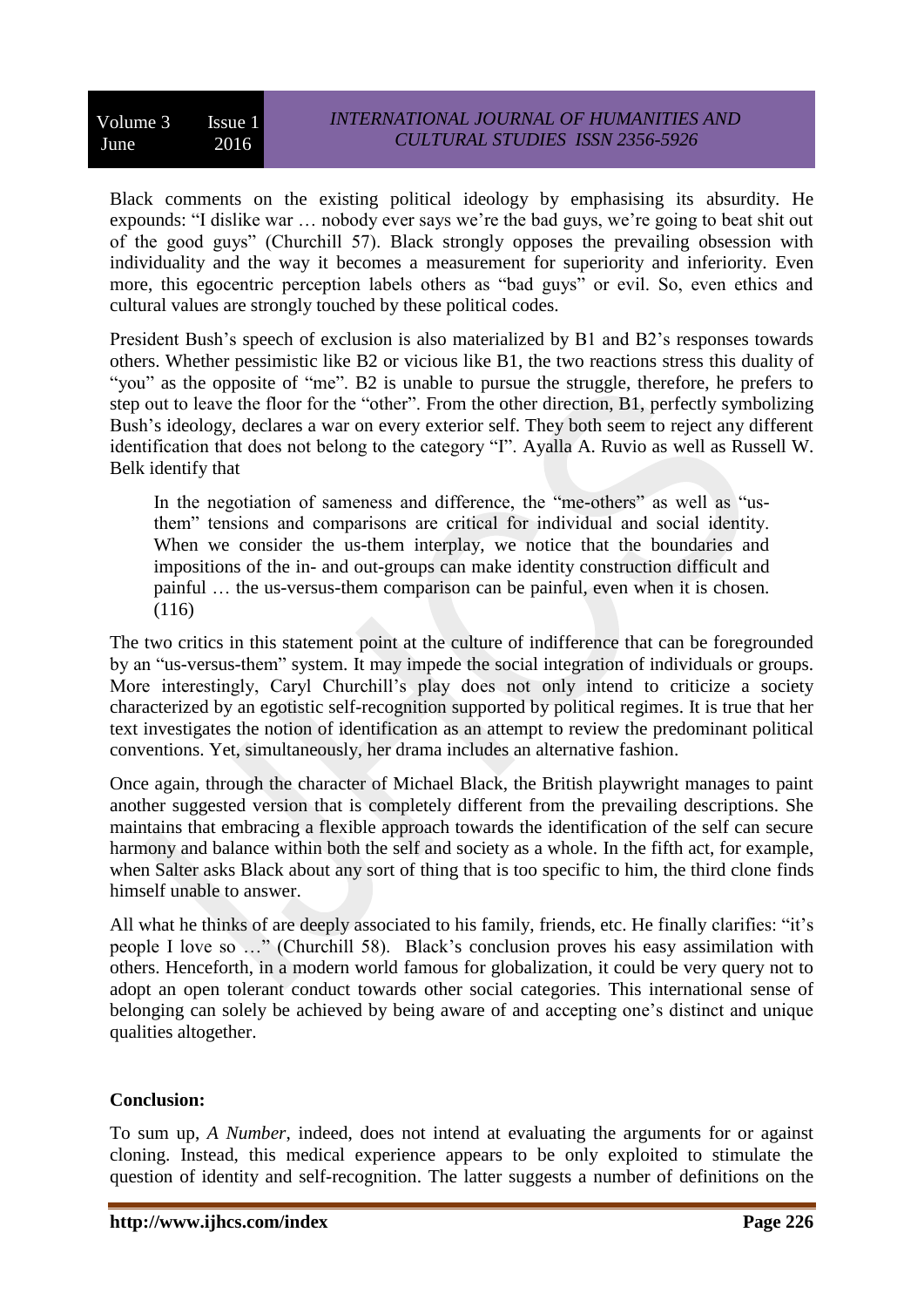Black comments on the existing political ideology by emphasising its absurdity. He expounds: "I dislike war … nobody ever says we're the bad guys, we're going to beat shit out of the good guys" (Churchill 57). Black strongly opposes the prevailing obsession with individuality and the way it becomes a measurement for superiority and inferiority. Even more, this egocentric perception labels others as "bad guys" or evil. So, even ethics and cultural values are strongly touched by these political codes.

President Bush's speech of exclusion is also materialized by B1 and B2's responses towards others. Whether pessimistic like B2 or vicious like B1, the two reactions stress this duality of "you" as the opposite of "me". B2 is unable to pursue the struggle, therefore, he prefers to step out to leave the floor for the "other". From the other direction, B1, perfectly symbolizing Bush's ideology, declares a war on every exterior self. They both seem to reject any different identification that does not belong to the category "I". Ayalla A. Ruvio as well as Russell W. Belk identify that

> In the negotiation of sameness and difference, the "me-others" as well as "us-them" tensions and comparisons are critical for individual and social identity. When we consider the us-them interplay, we notice that the boundaries and impositions of the in- and out-groups can make identity construction difficult and painful … the us-versus-them comparison can be painful, even when it is chosen. (116)

The two critics in this statement point at the culture of indifference that can be foregrounded by an "us-versus-them" system. It may impede the social integration of individuals or groups. More interestingly, Caryl Churchill's play does not only intend to criticize a society characterized by an egotistic self-recognition supported by political regimes. It is true that her text investigates the notion of identification as an attempt to review the predominant political conventions. Yet, simultaneously, her drama includes an alternative fashion.

Once again, through the character of Michael Black, the British playwright manages to paint another suggested version that is completely different from the prevailing descriptions. She maintains that embracing a flexible approach towards the identification of the self can secure harmony and balance within both the self and society as a whole. In the fifth act, for example, when Salter asks Black about any sort of thing that is too specific to him, the third clone finds himself unable to answer.

All what he thinks of are deeply associated to his family, friends, etc. He finally clarifies: "it's people I love so …" (Churchill 58). Black's conclusion proves his easy assimilation with others. Henceforth, in a modern world famous for globalization, it could be very query not to adopt an open tolerant conduct towards other social categories. This international sense of belonging can solely be achieved by being aware of and accepting one's distinct and unique qualities altogether.

**Conclusion:**

To sum up, *A Number*, indeed, does not intend at evaluating the arguments for or against cloning. Instead, this medical experience appears to be only exploited to stimulate the question of identity and self-recognition. The latter suggests a number of definitions on the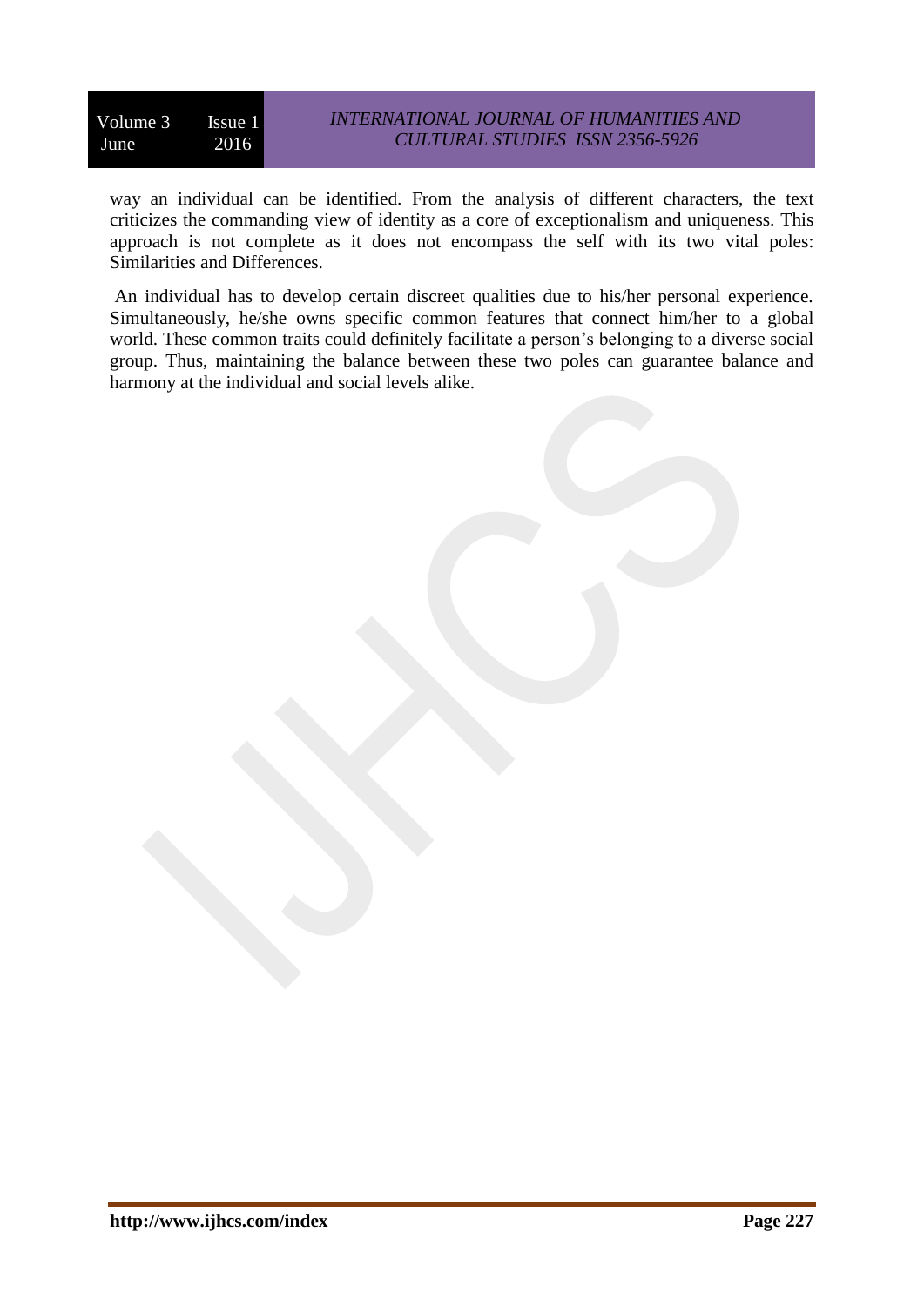way an individual can be identified. From the analysis of different characters, the text criticizes the commanding view of identity as a core of exceptionalism and uniqueness. This approach is not complete as it does not encompass the self with its two vital poles: Similarities and Differences.

An individual has to develop certain discreet qualities due to his/her personal experience. Simultaneously, he/she owns specific common features that connect him/her to a global world. These common traits could definitely facilitate a person's belonging to a diverse social group. Thus, maintaining the balance between these two poles can guarantee balance and harmony at the individual and social levels alike.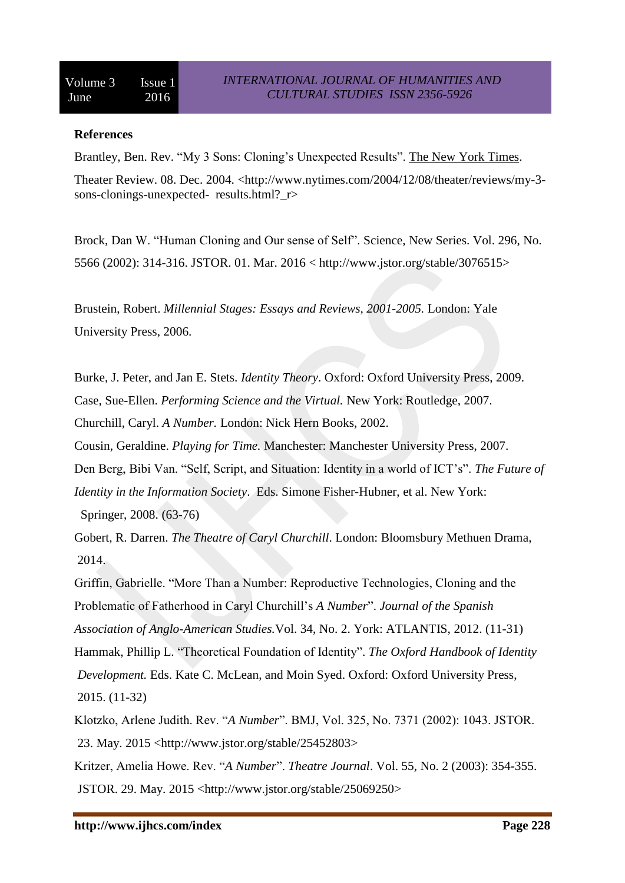**References**

Brantley, Ben. Rev. "My 3 Sons: Cloning's Unexpected Results". The New York Times. Theater Review. 08. Dec. 2004. <http://www.nytimes.com/2004/12/08/theater/reviews/my-3-sons-clonings-unexpected- results.html?_r>

Brock, Dan W. "Human Cloning and Our sense of Self". Science, New Series. Vol. 296, No. 5566 (2002): 314-316. JSTOR. 01. Mar. 2016 < http://www.jstor.org/stable/3076515>

Brustein, Robert. *Millennial Stages: Essays and Reviews, 2001-2005.* London: Yale University Press, 2006.

Burke, J. Peter, and Jan E. Stets. *Identity Theory*. Oxford: Oxford University Press, 2009.

Case, Sue-Ellen. *Performing Science and the Virtual.* New York: Routledge, 2007.

Churchill, Caryl. *A Number.* London: Nick Hern Books, 2002.

Cousin, Geraldine. *Playing for Time.* Manchester: Manchester University Press, 2007.

Den Berg, Bibi Van. "Self, Script, and Situation: Identity in a world of ICT's". *The Future of Identity in the Information Society*. Eds. Simone Fisher-Hubner, et al. New York: Springer, 2008. (63-76)

Gobert, R. Darren. *The Theatre of Caryl Churchill*. London: Bloomsbury Methuen Drama, 2014.

Griffin, Gabrielle. "More Than a Number: Reproductive Technologies, Cloning and the Problematic of Fatherhood in Caryl Churchill's *A Number*". *Journal of the Spanish Association of Anglo-American Studies.*Vol. 34, No. 2. York: ATLANTIS, 2012. (11-31)

Hammak, Phillip L. "Theoretical Foundation of Identity". *The Oxford Handbook of Identity Development.* Eds. Kate C. McLean, and Moin Syed. Oxford: Oxford University Press, 2015. (11-32)

Klotzko, Arlene Judith. Rev. "*A Number*". BMJ, Vol. 325, No. 7371 (2002): 1043. JSTOR. 23. May. 2015 <http://www.jstor.org/stable/25452803>

Kritzer, Amelia Howe. Rev. "*A Number*". *Theatre Journal*. Vol. 55, No. 2 (2003): 354-355. JSTOR. 29. May. 2015 <http://www.jstor.org/stable/25069250>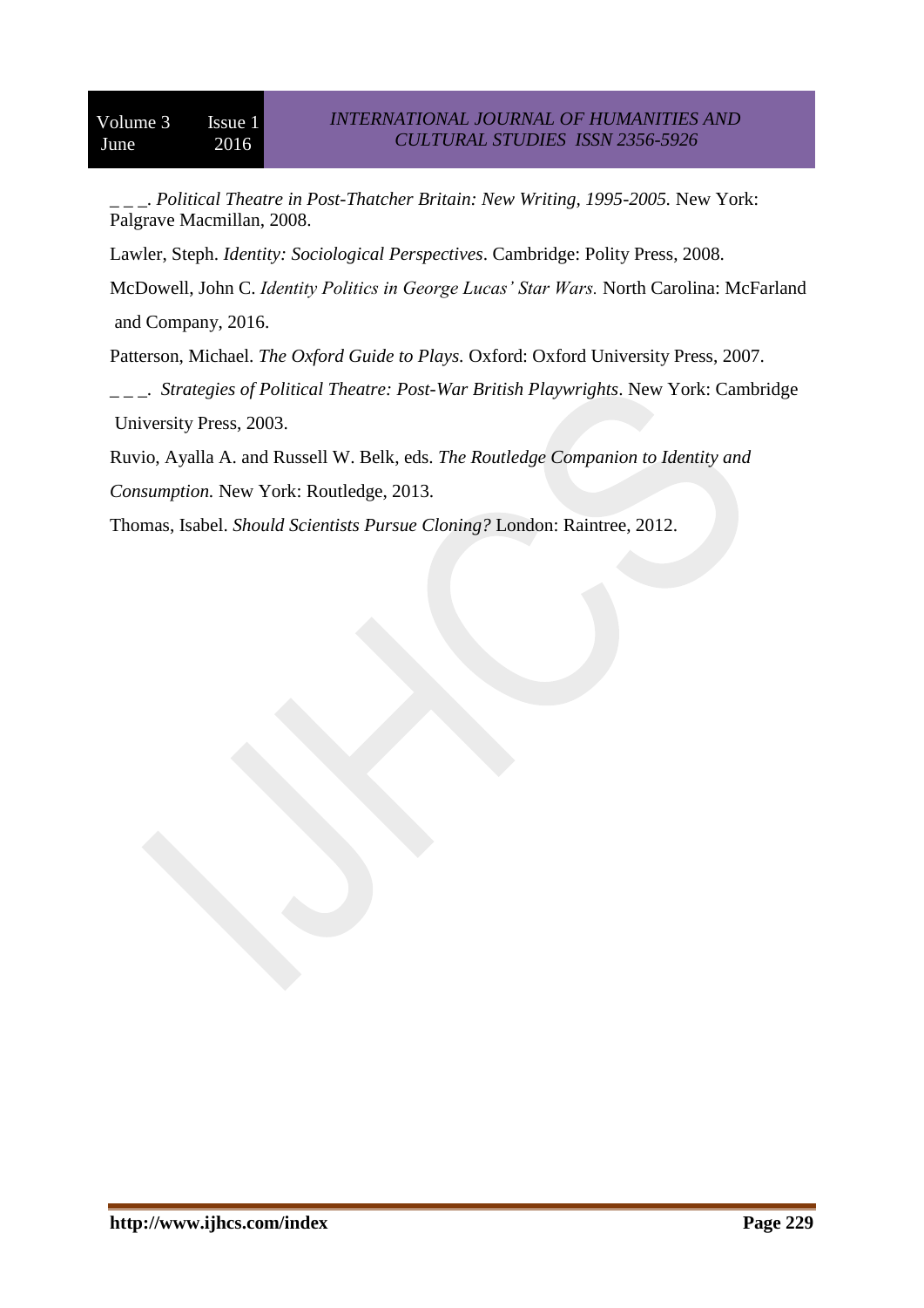_ _ _. *Political Theatre in Post-Thatcher Britain: New Writing, 1995-2005.* New York: Palgrave Macmillan, 2008.

Lawler, Steph. *Identity: Sociological Perspectives*. Cambridge: Polity Press, 2008.

McDowell, John C. *Identity Politics in George Lucas' Star Wars.* North Carolina: McFarland and Company, 2016.

Patterson, Michael. *The Oxford Guide to Plays.* Oxford: Oxford University Press, 2007.

_ _ _. *Strategies of Political Theatre: Post-War British Playwrights*. New York: Cambridge University Press, 2003.

Ruvio, Ayalla A. and Russell W. Belk, eds. *The Routledge Companion to Identity and Consumption.* New York: Routledge, 2013.

Thomas, Isabel. *Should Scientists Pursue Cloning?* London: Raintree, 2012.